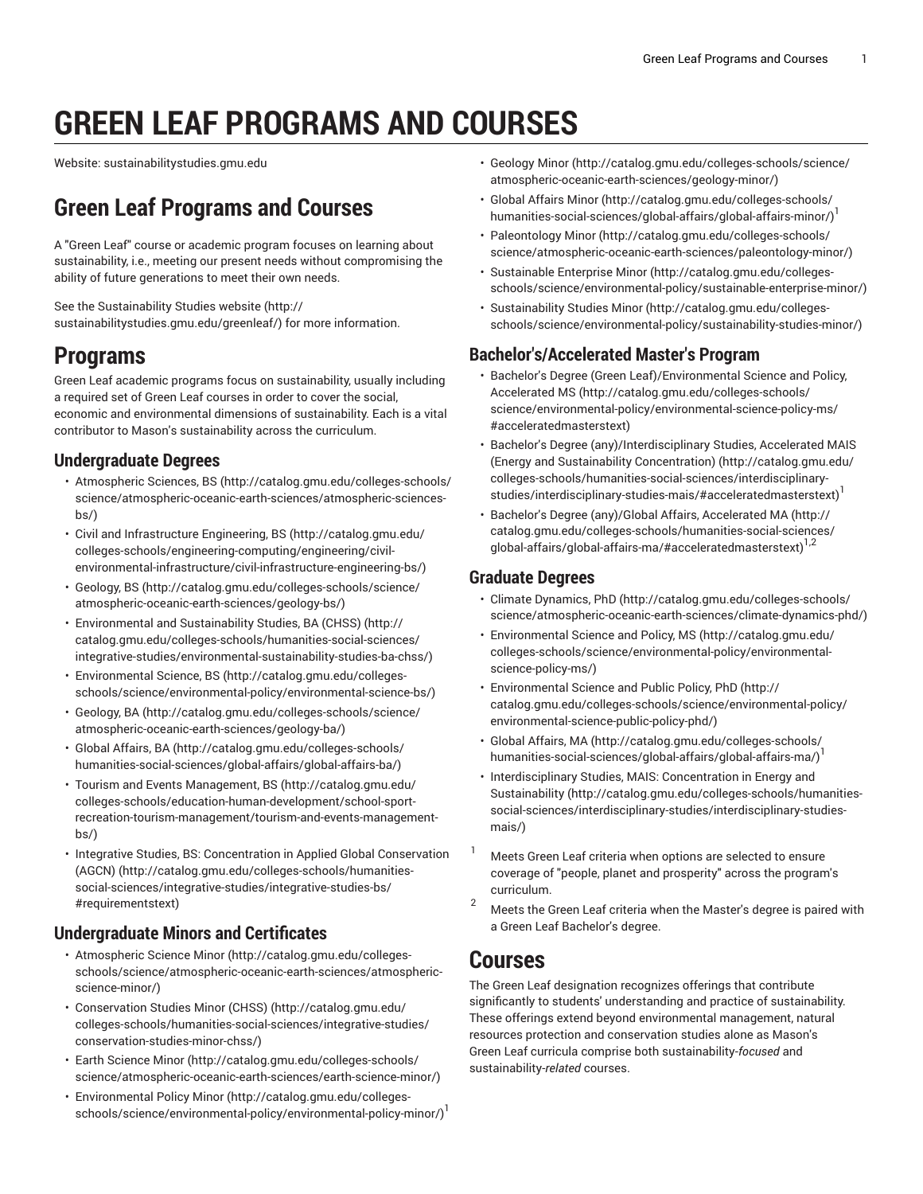# GREEN LEAF PROGRAMS AND COURSES

Website: sustainabilitystudies.gmu.edu

## Green Leaf Programs and Courses

A "Green Leaf" course or academic program focuses on learning about sustainability, i.e., meeting our present needs without compromising the ability of future generations to meet their own needs.

See the Sustainability Studies website (http://sustainabilitystudies.gmu.edu/greenleaf/) for more information.

# Programs

Green Leaf academic programs focus on sustainability, usually including a required set of Green Leaf courses in order to cover the social, economic and environmental dimensions of sustainability. Each is a vital contributor to Mason's sustainability across the curriculum.

## Undergraduate Degrees

- Atmospheric Sciences, BS (http://catalog.gmu.edu/colleges-schools/science/atmospheric-oceanic-earth-sciences/atmospheric-sciences-bs/)
- Civil and Infrastructure Engineering, BS (http://catalog.gmu.edu/colleges-schools/engineering-computing/engineering/civil-environmental-infrastructure/civil-infrastructure-engineering-bs/)
- Geology, BS (http://catalog.gmu.edu/colleges-schools/science/atmospheric-oceanic-earth-sciences/geology-bs/)
- Environmental and Sustainability Studies, BA (CHSS) (http://catalog.gmu.edu/colleges-schools/humanities-social-sciences/integrative-studies/environmental-sustainability-studies-ba-chss/)
- Environmental Science, BS (http://catalog.gmu.edu/colleges-schools/science/environmental-policy/environmental-science-bs/)
- Geology, BA (http://catalog.gmu.edu/colleges-schools/science/atmospheric-oceanic-earth-sciences/geology-ba/)
- Global Affairs, BA (http://catalog.gmu.edu/colleges-schools/humanities-social-sciences/global-affairs/global-affairs-ba/)
- Tourism and Events Management, BS (http://catalog.gmu.edu/colleges-schools/education-human-development/school-sport-recreation-tourism-management/tourism-and-events-management-bs/)
- Integrative Studies, BS: Concentration in Applied Global Conservation (AGCN) (http://catalog.gmu.edu/colleges-schools/humanities-social-sciences/integrative-studies/integrative-studies-bs/#requirementstext)

## Undergraduate Minors and Certificates

- Atmospheric Science Minor (http://catalog.gmu.edu/colleges-schools/science/atmospheric-oceanic-earth-sciences/atmospheric-science-minor/)
- Conservation Studies Minor (CHSS) (http://catalog.gmu.edu/colleges-schools/humanities-social-sciences/integrative-studies/conservation-studies-minor-chss/)
- Earth Science Minor (http://catalog.gmu.edu/colleges-schools/science/atmospheric-oceanic-earth-sciences/earth-science-minor/)
- Environmental Policy Minor (http://catalog.gmu.edu/colleges-schools/science/environmental-policy/environmental-policy-minor/)[1]
- Geology Minor (http://catalog.gmu.edu/colleges-schools/science/atmospheric-oceanic-earth-sciences/geology-minor/)
- Global Affairs Minor (http://catalog.gmu.edu/colleges-schools/humanities-social-sciences/global-affairs/global-affairs-minor/)[1]
- Paleontology Minor (http://catalog.gmu.edu/colleges-schools/science/atmospheric-oceanic-earth-sciences/paleontology-minor/)
- Sustainable Enterprise Minor (http://catalog.gmu.edu/colleges-schools/science/environmental-policy/sustainable-enterprise-minor/)
- Sustainability Studies Minor (http://catalog.gmu.edu/colleges-schools/science/environmental-policy/sustainability-studies-minor/)

## Bachelor's/Accelerated Master's Program

- Bachelor's Degree (Green Leaf)/Environmental Science and Policy, Accelerated MS (http://catalog.gmu.edu/colleges-schools/science/environmental-policy/environmental-science-policy-ms/#acceleratedmasterstext)
- Bachelor's Degree (any)/Interdisciplinary Studies, Accelerated MAIS (Energy and Sustainability Concentration) (http://catalog.gmu.edu/colleges-schools/humanities-social-sciences/interdisciplinary-studies/interdisciplinary-studies-mais/#acceleratedmasterstext)[1]
- Bachelor's Degree (any)/Global Affairs, Accelerated MA (http://catalog.gmu.edu/colleges-schools/humanities-social-sciences/global-affairs/global-affairs-ma/#acceleratedmasterstext)[1,2]

## Graduate Degrees

- Climate Dynamics, PhD (http://catalog.gmu.edu/colleges-schools/science/atmospheric-oceanic-earth-sciences/climate-dynamics-phd/)
- Environmental Science and Policy, MS (http://catalog.gmu.edu/colleges-schools/science/environmental-policy/environmental-science-policy-ms/)
- Environmental Science and Public Policy, PhD (http://catalog.gmu.edu/colleges-schools/science/environmental-policy/environmental-science-public-policy-phd/)
- Global Affairs, MA (http://catalog.gmu.edu/colleges-schools/humanities-social-sciences/global-affairs/global-affairs-ma/)[1]
- Interdisciplinary Studies, MAIS: Concentration in Energy and Sustainability (http://catalog.gmu.edu/colleges-schools/humanities-social-sciences/interdisciplinary-studies/interdisciplinary-studies-mais/)

[1] Meets Green Leaf criteria when options are selected to ensure coverage of "people, planet and prosperity" across the program's curriculum.

[2] Meets the Green Leaf criteria when the Master's degree is paired with a Green Leaf Bachelor's degree.

# Courses

The Green Leaf designation recognizes offerings that contribute significantly to students' understanding and practice of sustainability. These offerings extend beyond environmental management, natural resources protection and conservation studies alone as Mason's Green Leaf curricula comprise both sustainability-*focused* and sustainability-*related* courses.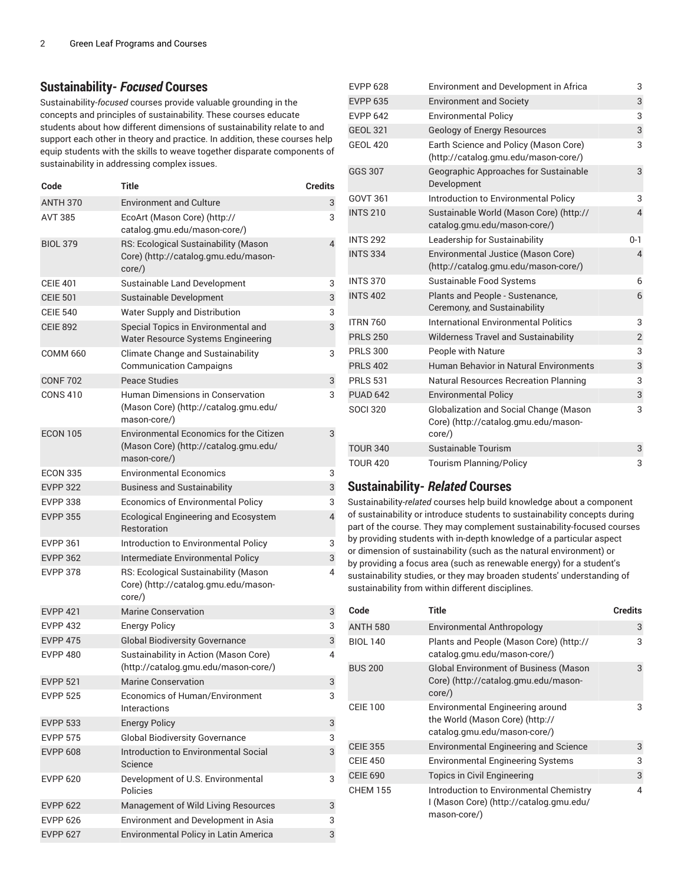## Sustainability- *Focused* Courses

Sustainability-*focused* courses provide valuable grounding in the concepts and principles of sustainability. These courses educate students about how different dimensions of sustainability relate to and support each other in theory and practice. In addition, these courses help equip students with the skills to weave together disparate components of sustainability in addressing complex issues.

| Code | Title | Credits |
|---|---|---|
| ANTH 370 | Environment and Culture | 3 |
| AVT 385 | EcoArt (Mason Core) (http://catalog.gmu.edu/mason-core/) | 3 |
| BIOL 379 | RS: Ecological Sustainability (Mason Core) (http://catalog.gmu.edu/mason-core/) | 4 |
| CEIE 401 | Sustainable Land Development | 3 |
| CEIE 501 | Sustainable Development | 3 |
| CEIE 540 | Water Supply and Distribution | 3 |
| CEIE 892 | Special Topics in Environmental and Water Resource Systems Engineering | 3 |
| COMM 660 | Climate Change and Sustainability Communication Campaigns | 3 |
| CONF 702 | Peace Studies | 3 |
| CONS 410 | Human Dimensions in Conservation (Mason Core) (http://catalog.gmu.edu/mason-core/) | 3 |
| ECON 105 | Environmental Economics for the Citizen (Mason Core) (http://catalog.gmu.edu/mason-core/) | 3 |
| ECON 335 | Environmental Economics | 3 |
| EVPP 322 | Business and Sustainability | 3 |
| EVPP 338 | Economics of Environmental Policy | 3 |
| EVPP 355 | Ecological Engineering and Ecosystem Restoration | 4 |
| EVPP 361 | Introduction to Environmental Policy | 3 |
| EVPP 362 | Intermediate Environmental Policy | 3 |
| EVPP 378 | RS: Ecological Sustainability (Mason Core) (http://catalog.gmu.edu/mason-core/) | 4 |
| EVPP 421 | Marine Conservation | 3 |
| EVPP 432 | Energy Policy | 3 |
| EVPP 475 | Global Biodiversity Governance | 3 |
| EVPP 480 | Sustainability in Action (Mason Core) (http://catalog.gmu.edu/mason-core/) | 4 |
| EVPP 521 | Marine Conservation | 3 |
| EVPP 525 | Economics of Human/Environment Interactions | 3 |
| EVPP 533 | Energy Policy | 3 |
| EVPP 575 | Global Biodiversity Governance | 3 |
| EVPP 608 | Introduction to Environmental Social Science | 3 |
| EVPP 620 | Development of U.S. Environmental Policies | 3 |
| EVPP 622 | Management of Wild Living Resources | 3 |
| EVPP 626 | Environment and Development in Asia | 3 |
| EVPP 627 | Environmental Policy in Latin America | 3 |
| EVPP 628 | Environment and Development in Africa | 3 |
| EVPP 635 | Environment and Society | 3 |
| EVPP 642 | Environmental Policy | 3 |
| GEOL 321 | Geology of Energy Resources | 3 |
| GEOL 420 | Earth Science and Policy (Mason Core) (http://catalog.gmu.edu/mason-core/) | 3 |
| GGS 307 | Geographic Approaches for Sustainable Development | 3 |
| GOVT 361 | Introduction to Environmental Policy | 3 |
| INTS 210 | Sustainable World (Mason Core) (http://catalog.gmu.edu/mason-core/) | 4 |
| INTS 292 | Leadership for Sustainability | 0-1 |
| INTS 334 | Environmental Justice (Mason Core) (http://catalog.gmu.edu/mason-core/) | 4 |
| INTS 370 | Sustainable Food Systems | 6 |
| INTS 402 | Plants and People - Sustenance, Ceremony, and Sustainability | 6 |
| ITRN 760 | International Environmental Politics | 3 |
| PRLS 250 | Wilderness Travel and Sustainability | 2 |
| PRLS 300 | People with Nature | 3 |
| PRLS 402 | Human Behavior in Natural Environments | 3 |
| PRLS 531 | Natural Resources Recreation Planning | 3 |
| PUAD 642 | Environmental Policy | 3 |
| SOCI 320 | Globalization and Social Change (Mason Core) (http://catalog.gmu.edu/mason-core/) | 3 |
| TOUR 340 | Sustainable Tourism | 3 |
| TOUR 420 | Tourism Planning/Policy | 3 |

## Sustainability- *Related* Courses

Sustainability-*related* courses help build knowledge about a component of sustainability or introduce students to sustainability concepts during part of the course. They may complement sustainability-focused courses by providing students with in-depth knowledge of a particular aspect or dimension of sustainability (such as the natural environment) or by providing a focus area (such as renewable energy) for a student's sustainability studies, or they may broaden students' understanding of sustainability from within different disciplines.

| Code | Title | Credits |
|---|---|---|
| ANTH 580 | Environmental Anthropology | 3 |
| BIOL 140 | Plants and People (Mason Core) (http://catalog.gmu.edu/mason-core/) | 3 |
| BUS 200 | Global Environment of Business (Mason Core) (http://catalog.gmu.edu/mason-core/) | 3 |
| CEIE 100 | Environmental Engineering around the World (Mason Core) (http://catalog.gmu.edu/mason-core/) | 3 |
| CEIE 355 | Environmental Engineering and Science | 3 |
| CEIE 450 | Environmental Engineering Systems | 3 |
| CEIE 690 | Topics in Civil Engineering | 3 |
| CHEM 155 | Introduction to Environmental Chemistry I (Mason Core) (http://catalog.gmu.edu/mason-core/) | 4 |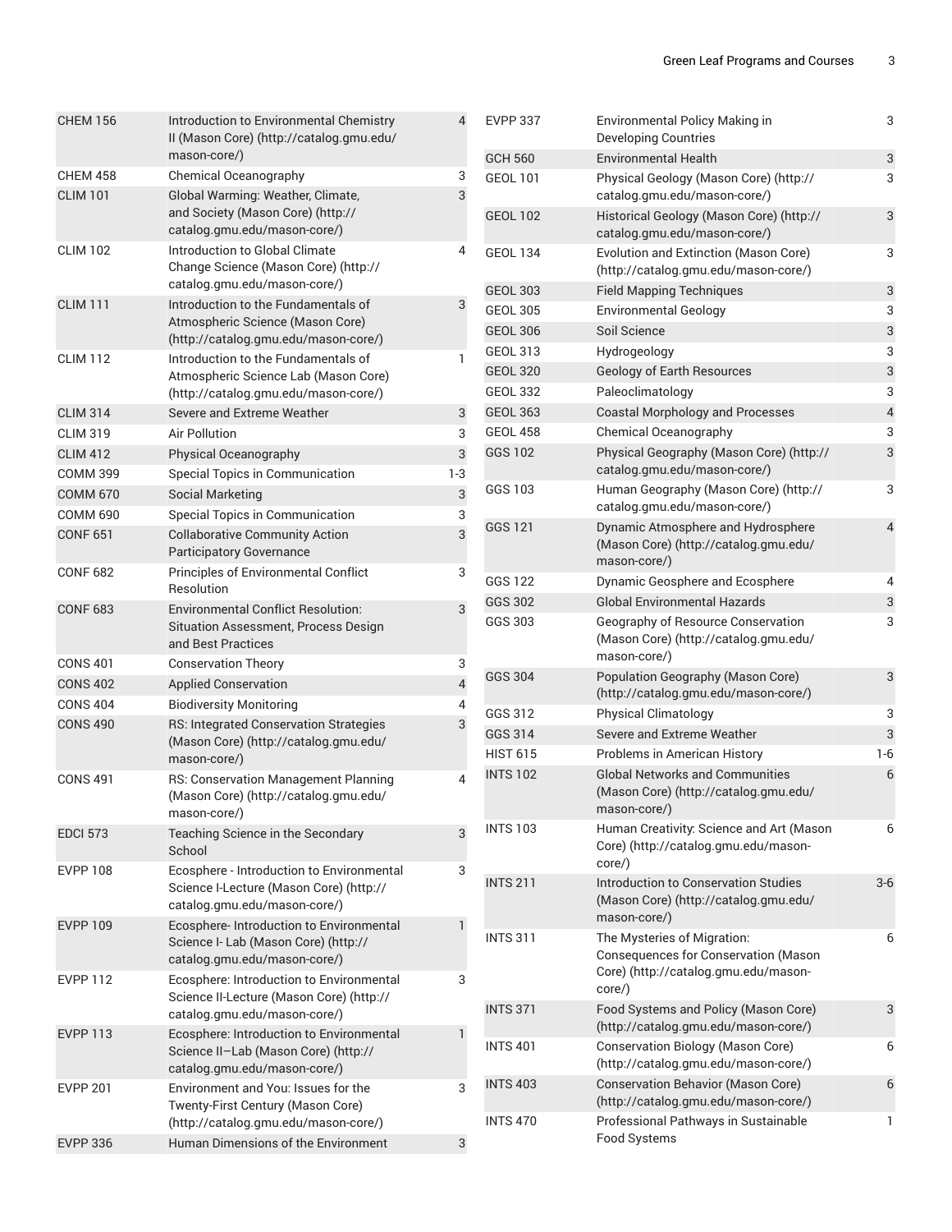| | | |
|---|---|---|
| CHEM 156 | Introduction to Environmental Chemistry II (Mason Core) (http://catalog.gmu.edu/mason-core/) | 4 |
| CHEM 458 | Chemical Oceanography | 3 |
| CLIM 101 | Global Warming: Weather, Climate, and Society (Mason Core) (http://catalog.gmu.edu/mason-core/) | 3 |
| CLIM 102 | Introduction to Global Climate Change Science (Mason Core) (http://catalog.gmu.edu/mason-core/) | 4 |
| CLIM 111 | Introduction to the Fundamentals of Atmospheric Science (Mason Core) (http://catalog.gmu.edu/mason-core/) | 3 |
| CLIM 112 | Introduction to the Fundamentals of Atmospheric Science Lab (Mason Core) (http://catalog.gmu.edu/mason-core/) | 1 |
| CLIM 314 | Severe and Extreme Weather | 3 |
| CLIM 319 | Air Pollution | 3 |
| CLIM 412 | Physical Oceanography | 3 |
| COMM 399 | Special Topics in Communication | 1-3 |
| COMM 670 | Social Marketing | 3 |
| COMM 690 | Special Topics in Communication | 3 |
| CONF 651 | Collaborative Community Action Participatory Governance | 3 |
| CONF 682 | Principles of Environmental Conflict Resolution | 3 |
| CONF 683 | Environmental Conflict Resolution: Situation Assessment, Process Design and Best Practices | 3 |
| CONS 401 | Conservation Theory | 3 |
| CONS 402 | Applied Conservation | 4 |
| CONS 404 | Biodiversity Monitoring | 4 |
| CONS 490 | RS: Integrated Conservation Strategies (Mason Core) (http://catalog.gmu.edu/mason-core/) | 3 |
| CONS 491 | RS: Conservation Management Planning (Mason Core) (http://catalog.gmu.edu/mason-core/) | 4 |
| EDCI 573 | Teaching Science in the Secondary School | 3 |
| EVPP 108 | Ecosphere - Introduction to Environmental Science I-Lecture (Mason Core) (http://catalog.gmu.edu/mason-core/) | 3 |
| EVPP 109 | Ecosphere- Introduction to Environmental Science I- Lab (Mason Core) (http://catalog.gmu.edu/mason-core/) | 1 |
| EVPP 112 | Ecosphere: Introduction to Environmental Science II-Lecture (Mason Core) (http://catalog.gmu.edu/mason-core/) | 3 |
| EVPP 113 | Ecosphere: Introduction to Environmental Science II–Lab (Mason Core) (http://catalog.gmu.edu/mason-core/) | 1 |
| EVPP 201 | Environment and You: Issues for the Twenty-First Century (Mason Core) (http://catalog.gmu.edu/mason-core/) | 3 |
| EVPP 336 | Human Dimensions of the Environment | 3 |
| EVPP 337 | Environmental Policy Making in Developing Countries | 3 |
| GCH 560 | Environmental Health | 3 |
| GEOL 101 | Physical Geology (Mason Core) (http://catalog.gmu.edu/mason-core/) | 3 |
| GEOL 102 | Historical Geology (Mason Core) (http://catalog.gmu.edu/mason-core/) | 3 |
| GEOL 134 | Evolution and Extinction (Mason Core) (http://catalog.gmu.edu/mason-core/) | 3 |
| GEOL 303 | Field Mapping Techniques | 3 |
| GEOL 305 | Environmental Geology | 3 |
| GEOL 306 | Soil Science | 3 |
| GEOL 313 | Hydrogeology | 3 |
| GEOL 320 | Geology of Earth Resources | 3 |
| GEOL 332 | Paleoclimatology | 3 |
| GEOL 363 | Coastal Morphology and Processes | 4 |
| GEOL 458 | Chemical Oceanography | 3 |
| GGS 102 | Physical Geography (Mason Core) (http://catalog.gmu.edu/mason-core/) | 3 |
| GGS 103 | Human Geography (Mason Core) (http://catalog.gmu.edu/mason-core/) | 3 |
| GGS 121 | Dynamic Atmosphere and Hydrosphere (Mason Core) (http://catalog.gmu.edu/mason-core/) | 4 |
| GGS 122 | Dynamic Geosphere and Ecosphere | 4 |
| GGS 302 | Global Environmental Hazards | 3 |
| GGS 303 | Geography of Resource Conservation (Mason Core) (http://catalog.gmu.edu/mason-core/) | 3 |
| GGS 304 | Population Geography (Mason Core) (http://catalog.gmu.edu/mason-core/) | 3 |
| GGS 312 | Physical Climatology | 3 |
| GGS 314 | Severe and Extreme Weather | 3 |
| HIST 615 | Problems in American History | 1-6 |
| INTS 102 | Global Networks and Communities (Mason Core) (http://catalog.gmu.edu/mason-core/) | 6 |
| INTS 103 | Human Creativity: Science and Art (Mason Core) (http://catalog.gmu.edu/mason-core/) | 6 |
| INTS 211 | Introduction to Conservation Studies (Mason Core) (http://catalog.gmu.edu/mason-core/) | 3-6 |
| INTS 311 | The Mysteries of Migration: Consequences for Conservation (Mason Core) (http://catalog.gmu.edu/mason-core/) | 6 |
| INTS 371 | Food Systems and Policy (Mason Core) (http://catalog.gmu.edu/mason-core/) | 3 |
| INTS 401 | Conservation Biology (Mason Core) (http://catalog.gmu.edu/mason-core/) | 6 |
| INTS 403 | Conservation Behavior (Mason Core) (http://catalog.gmu.edu/mason-core/) | 6 |
| INTS 470 | Professional Pathways in Sustainable Food Systems | 1 |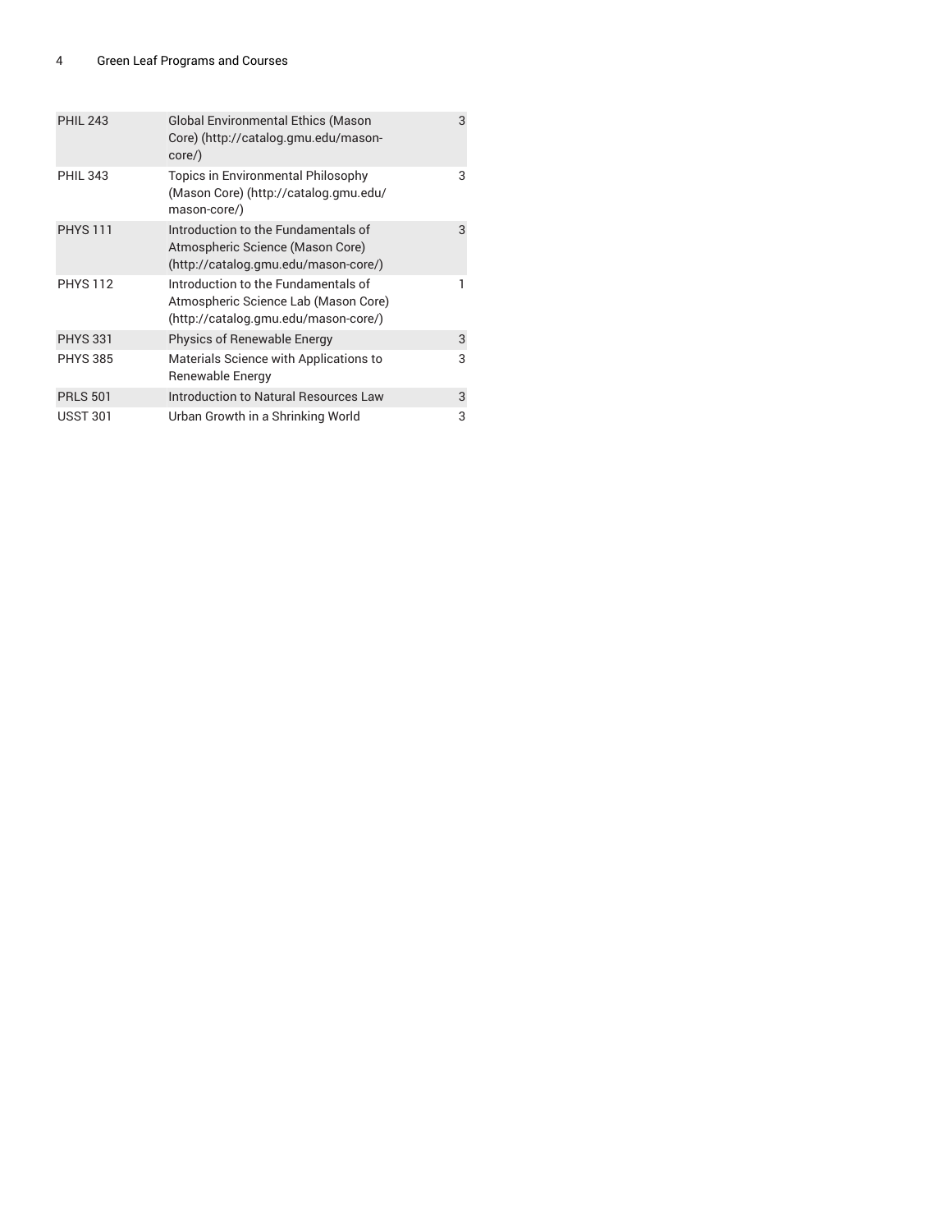| | | |
|---|---|---|
| PHIL 243 | Global Environmental Ethics (Mason Core) (http://catalog.gmu.edu/mason-core/) | 3 |
| PHIL 343 | Topics in Environmental Philosophy (Mason Core) (http://catalog.gmu.edu/mason-core/) | 3 |
| PHYS 111 | Introduction to the Fundamentals of Atmospheric Science (Mason Core) (http://catalog.gmu.edu/mason-core/) | 3 |
| PHYS 112 | Introduction to the Fundamentals of Atmospheric Science Lab (Mason Core) (http://catalog.gmu.edu/mason-core/) | 1 |
| PHYS 331 | Physics of Renewable Energy | 3 |
| PHYS 385 | Materials Science with Applications to Renewable Energy | 3 |
| PRLS 501 | Introduction to Natural Resources Law | 3 |
| USST 301 | Urban Growth in a Shrinking World | 3 |